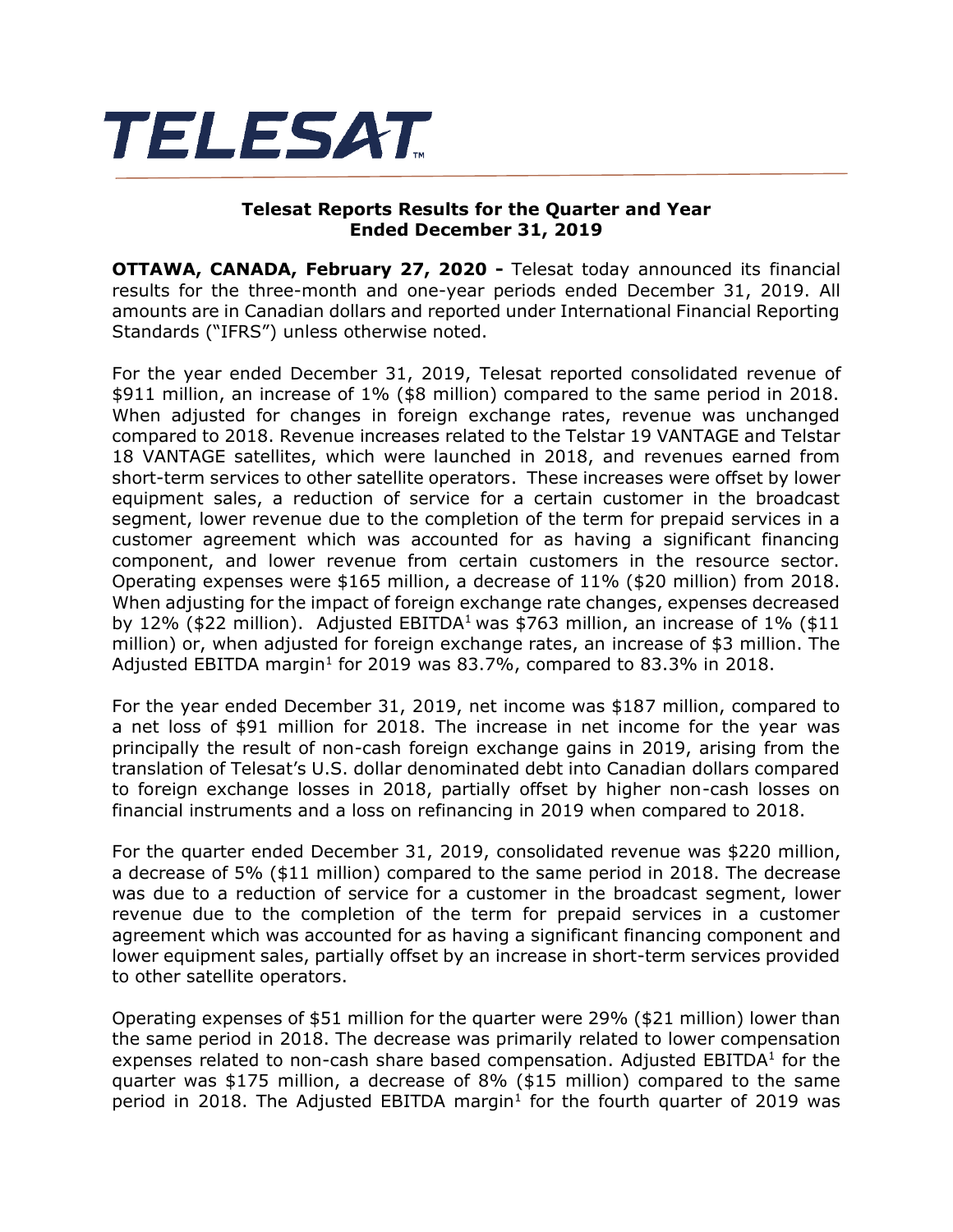# TELESAT

## Telesat Reports Results for the Quarter and Year Ended December 31, 2019

**OTTAWA, CANADA, February 27, 2020 -** Telesat today announced its financial results for the three-month and one-year periods ended December 31, 2019. All amounts are in Canadian dollars and reported under International Financial Reporting Standards ("IFRS") unless otherwise noted.

For the year ended December 31, 2019, Telesat reported consolidated revenue of $911 million, an increase of 1% ($8 million) compared to the same period in 2018. When adjusted for changes in foreign exchange rates, revenue was unchanged compared to 2018. Revenue increases related to the Telstar 19 VANTAGE and Telstar 18 VANTAGE satellites, which were launched in 2018, and revenues earned from short-term services to other satellite operators. These increases were offset by lower equipment sales, a reduction of service for a certain customer in the broadcast segment, lower revenue due to the completion of the term for prepaid services in a customer agreement which was accounted for as having a significant financing component, and lower revenue from certain customers in the resource sector. Operating expenses were $165 million, a decrease of 11% ($20 million) from 2018. When adjusting for the impact of foreign exchange rate changes, expenses decreased by 12% ($22 million). Adjusted EBITDA[1] was $763 million, an increase of 1% ($11 million) or, when adjusted for foreign exchange rates, an increase of $3 million. The Adjusted EBITDA margin[1] for 2019 was 83.7%, compared to 83.3% in 2018.

For the year ended December 31, 2019, net income was $187 million, compared to a net loss of $91 million for 2018. The increase in net income for the year was principally the result of non-cash foreign exchange gains in 2019, arising from the translation of Telesat's U.S. dollar denominated debt into Canadian dollars compared to foreign exchange losses in 2018, partially offset by higher non-cash losses on financial instruments and a loss on refinancing in 2019 when compared to 2018.

For the quarter ended December 31, 2019, consolidated revenue was $220 million, a decrease of 5% ($11 million) compared to the same period in 2018. The decrease was due to a reduction of service for a customer in the broadcast segment, lower revenue due to the completion of the term for prepaid services in a customer agreement which was accounted for as having a significant financing component and lower equipment sales, partially offset by an increase in short-term services provided to other satellite operators.

Operating expenses of $51 million for the quarter were 29% ($21 million) lower than the same period in 2018. The decrease was primarily related to lower compensation expenses related to non-cash share based compensation. Adjusted EBITDA[1] for the quarter was $175 million, a decrease of 8% ($15 million) compared to the same period in 2018. The Adjusted EBITDA margin[1] for the fourth quarter of 2019 was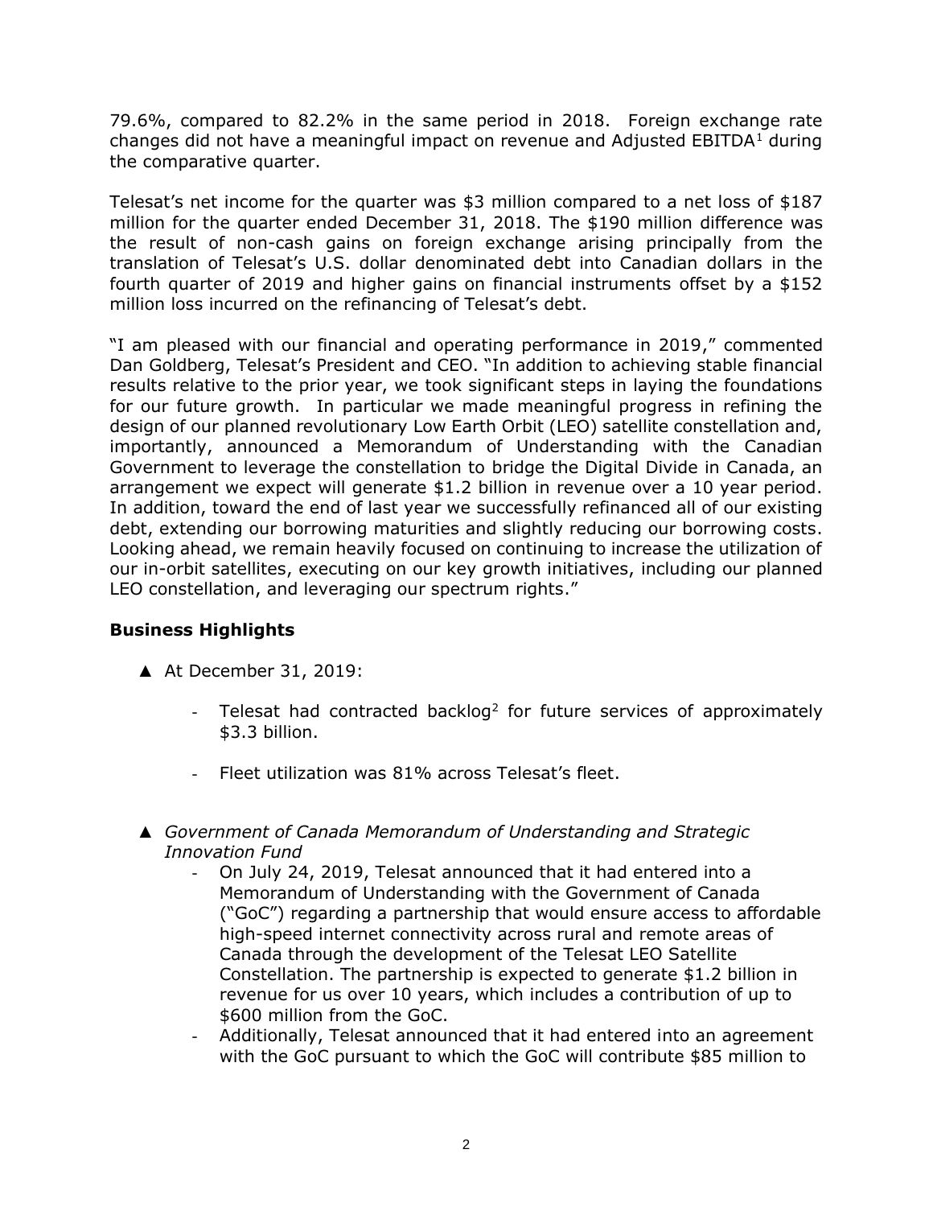79.6%, compared to 82.2% in the same period in 2018. Foreign exchange rate changes did not have a meaningful impact on revenue and Adjusted EBITDA[1] during the comparative quarter.

Telesat's net income for the quarter was $3 million compared to a net loss of $187 million for the quarter ended December 31, 2018. The $190 million difference was the result of non-cash gains on foreign exchange arising principally from the translation of Telesat's U.S. dollar denominated debt into Canadian dollars in the fourth quarter of 2019 and higher gains on financial instruments offset by a $152 million loss incurred on the refinancing of Telesat's debt.

"I am pleased with our financial and operating performance in 2019," commented Dan Goldberg, Telesat's President and CEO. "In addition to achieving stable financial results relative to the prior year, we took significant steps in laying the foundations for our future growth. In particular we made meaningful progress in refining the design of our planned revolutionary Low Earth Orbit (LEO) satellite constellation and, importantly, announced a Memorandum of Understanding with the Canadian Government to leverage the constellation to bridge the Digital Divide in Canada, an arrangement we expect will generate $1.2 billion in revenue over a 10 year period. In addition, toward the end of last year we successfully refinanced all of our existing debt, extending our borrowing maturities and slightly reducing our borrowing costs. Looking ahead, we remain heavily focused on continuing to increase the utilization of our in-orbit satellites, executing on our key growth initiatives, including our planned LEO constellation, and leveraging our spectrum rights."

**Business Highlights**

- At December 31, 2019:
  - Telesat had contracted backlog[2] for future services of approximately $3.3 billion.
  - Fleet utilization was 81% across Telesat's fleet.

- *Government of Canada Memorandum of Understanding and Strategic Innovation Fund*
  - On July 24, 2019, Telesat announced that it had entered into a Memorandum of Understanding with the Government of Canada ("GoC") regarding a partnership that would ensure access to affordable high-speed internet connectivity across rural and remote areas of Canada through the development of the Telesat LEO Satellite Constellation. The partnership is expected to generate $1.2 billion in revenue for us over 10 years, which includes a contribution of up to $600 million from the GoC.
  - Additionally, Telesat announced that it had entered into an agreement with the GoC pursuant to which the GoC will contribute $85 million to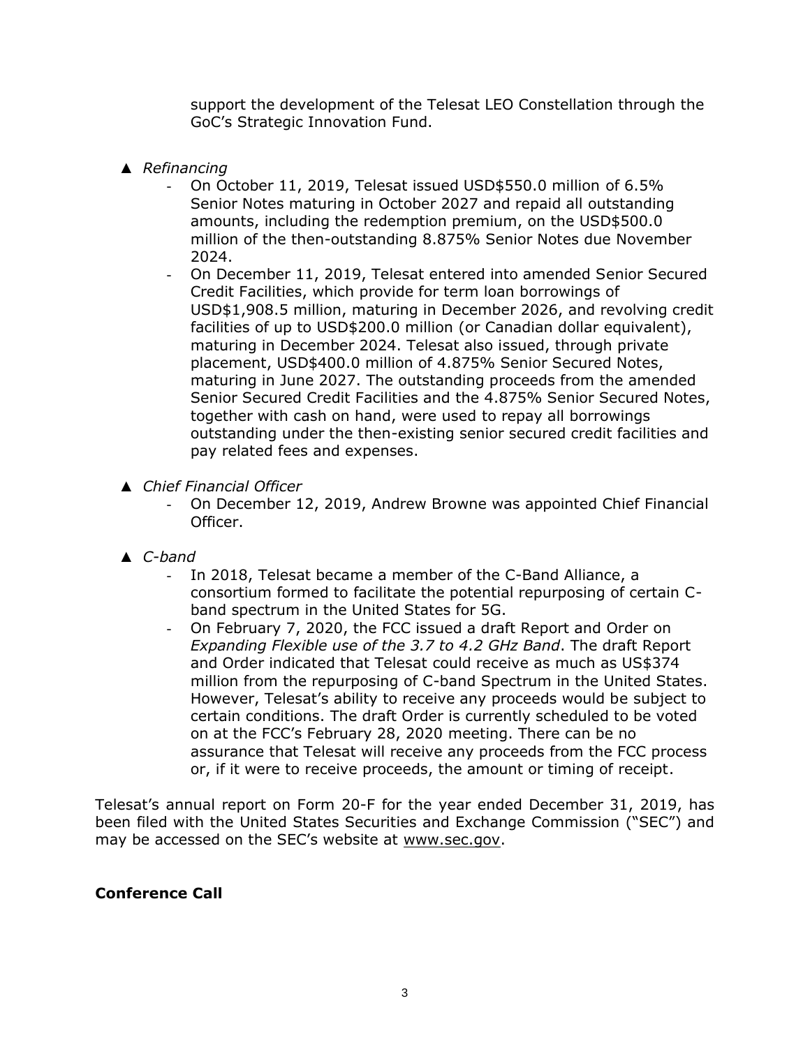support the development of the Telesat LEO Constellation through the GoC's Strategic Innovation Fund.

- *Refinancing*
  - On October 11, 2019, Telesat issued USD$550.0 million of 6.5% Senior Notes maturing in October 2027 and repaid all outstanding amounts, including the redemption premium, on the USD$500.0 million of the then-outstanding 8.875% Senior Notes due November 2024.
  - On December 11, 2019, Telesat entered into amended Senior Secured Credit Facilities, which provide for term loan borrowings of USD$1,908.5 million, maturing in December 2026, and revolving credit facilities of up to USD$200.0 million (or Canadian dollar equivalent), maturing in December 2024. Telesat also issued, through private placement, USD$400.0 million of 4.875% Senior Secured Notes, maturing in June 2027. The outstanding proceeds from the amended Senior Secured Credit Facilities and the 4.875% Senior Secured Notes, together with cash on hand, were used to repay all borrowings outstanding under the then-existing senior secured credit facilities and pay related fees and expenses.

- *Chief Financial Officer*
  - On December 12, 2019, Andrew Browne was appointed Chief Financial Officer.

- *C-band*
  - In 2018, Telesat became a member of the C-Band Alliance, a consortium formed to facilitate the potential repurposing of certain C-band spectrum in the United States for 5G.
  - On February 7, 2020, the FCC issued a draft Report and Order on *Expanding Flexible use of the 3.7 to 4.2 GHz Band*. The draft Report and Order indicated that Telesat could receive as much as US$374 million from the repurposing of C-band Spectrum in the United States. However, Telesat's ability to receive any proceeds would be subject to certain conditions. The draft Order is currently scheduled to be voted on at the FCC's February 28, 2020 meeting. There can be no assurance that Telesat will receive any proceeds from the FCC process or, if it were to receive proceeds, the amount or timing of receipt.

Telesat's annual report on Form 20-F for the year ended December 31, 2019, has been filed with the United States Securities and Exchange Commission ("SEC") and may be accessed on the SEC's website at www.sec.gov.

**Conference Call**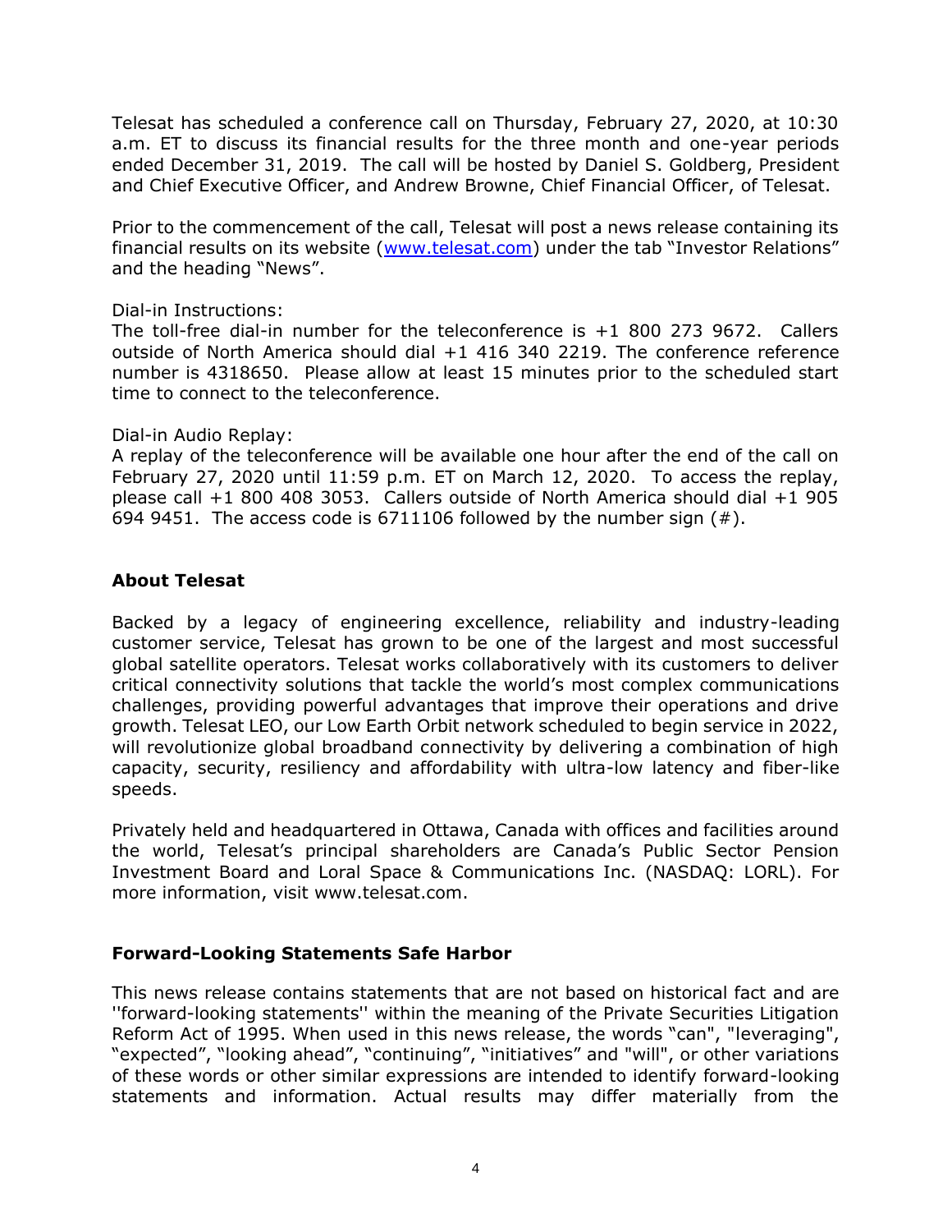Telesat has scheduled a conference call on Thursday, February 27, 2020, at 10:30 a.m. ET to discuss its financial results for the three month and one-year periods ended December 31, 2019. The call will be hosted by Daniel S. Goldberg, President and Chief Executive Officer, and Andrew Browne, Chief Financial Officer, of Telesat.

Prior to the commencement of the call, Telesat will post a news release containing its financial results on its website (www.telesat.com) under the tab "Investor Relations" and the heading "News".

Dial-in Instructions:
The toll-free dial-in number for the teleconference is +1 800 273 9672. Callers outside of North America should dial +1 416 340 2219. The conference reference number is 4318650. Please allow at least 15 minutes prior to the scheduled start time to connect to the teleconference.

Dial-in Audio Replay:
A replay of the teleconference will be available one hour after the end of the call on February 27, 2020 until 11:59 p.m. ET on March 12, 2020. To access the replay, please call +1 800 408 3053. Callers outside of North America should dial +1 905 694 9451. The access code is 6711106 followed by the number sign (#).

## About Telesat

Backed by a legacy of engineering excellence, reliability and industry-leading customer service, Telesat has grown to be one of the largest and most successful global satellite operators. Telesat works collaboratively with its customers to deliver critical connectivity solutions that tackle the world's most complex communications challenges, providing powerful advantages that improve their operations and drive growth. Telesat LEO, our Low Earth Orbit network scheduled to begin service in 2022, will revolutionize global broadband connectivity by delivering a combination of high capacity, security, resiliency and affordability with ultra-low latency and fiber-like speeds.

Privately held and headquartered in Ottawa, Canada with offices and facilities around the world, Telesat's principal shareholders are Canada's Public Sector Pension Investment Board and Loral Space & Communications Inc. (NASDAQ: LORL). For more information, visit www.telesat.com.

## Forward-Looking Statements Safe Harbor

This news release contains statements that are not based on historical fact and are ''forward-looking statements'' within the meaning of the Private Securities Litigation Reform Act of 1995. When used in this news release, the words "can", "leveraging", "expected", "looking ahead", "continuing", "initiatives" and "will", or other variations of these words or other similar expressions are intended to identify forward-looking statements and information. Actual results may differ materially from the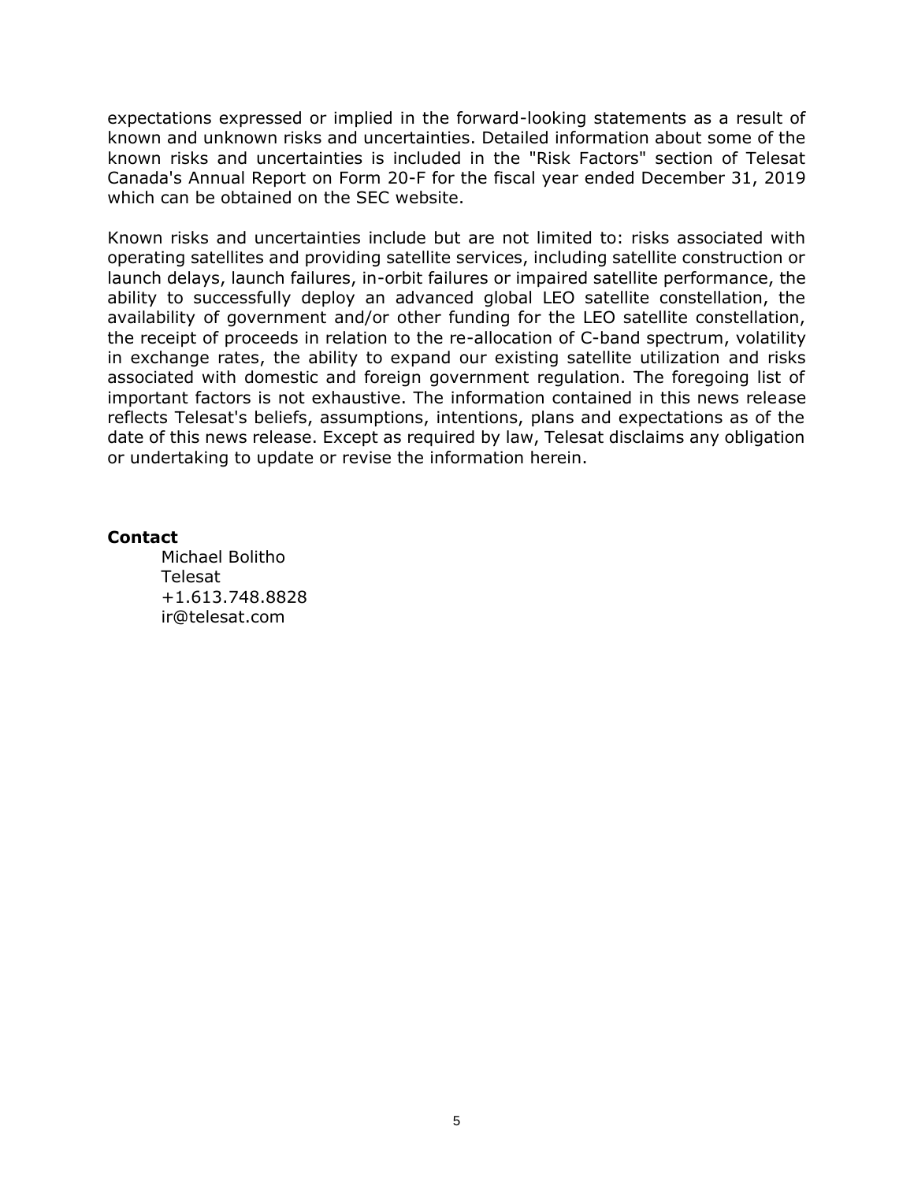expectations expressed or implied in the forward-looking statements as a result of known and unknown risks and uncertainties. Detailed information about some of the known risks and uncertainties is included in the "Risk Factors" section of Telesat Canada's Annual Report on Form 20-F for the fiscal year ended December 31, 2019 which can be obtained on the SEC website.

Known risks and uncertainties include but are not limited to: risks associated with operating satellites and providing satellite services, including satellite construction or launch delays, launch failures, in-orbit failures or impaired satellite performance, the ability to successfully deploy an advanced global LEO satellite constellation, the availability of government and/or other funding for the LEO satellite constellation, the receipt of proceeds in relation to the re-allocation of C-band spectrum, volatility in exchange rates, the ability to expand our existing satellite utilization and risks associated with domestic and foreign government regulation. The foregoing list of important factors is not exhaustive. The information contained in this news release reflects Telesat's beliefs, assumptions, intentions, plans and expectations as of the date of this news release. Except as required by law, Telesat disclaims any obligation or undertaking to update or revise the information herein.

**Contact**

Michael Bolitho
Telesat
+1.613.748.8828
ir@telesat.com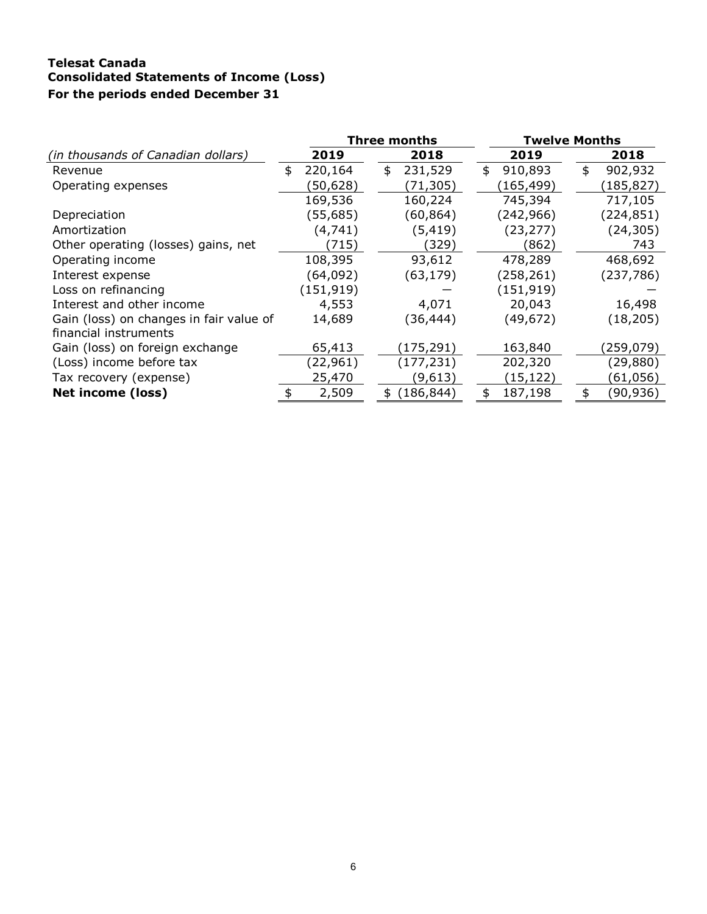**Telesat Canada**
**Consolidated Statements of Income (Loss)**
**For the periods ended December 31**

| | Three months | | Twelve Months | |
|---|---|---|---|---|
| *(in thousands of Canadian dollars)* | 2019 | 2018 | 2019 | 2018 |
| Revenue | $ 220,164 | $ 231,529 | $ 910,893 | $ 902,932 |
| Operating expenses | (50,628) | (71,305) | (165,499) | (185,827) |
| | 169,536 | 160,224 | 745,394 | 717,105 |
| Depreciation | (55,685) | (60,864) | (242,966) | (224,851) |
| Amortization | (4,741) | (5,419) | (23,277) | (24,305) |
| Other operating (losses) gains, net | (715) | (329) | (862) | 743 |
| Operating income | 108,395 | 93,612 | 478,289 | 468,692 |
| Interest expense | (64,092) | (63,179) | (258,261) | (237,786) |
| Loss on refinancing | (151,919) | — | (151,919) | — |
| Interest and other income | 4,553 | 4,071 | 20,043 | 16,498 |
| Gain (loss) on changes in fair value of financial instruments | 14,689 | (36,444) | (49,672) | (18,205) |
| Gain (loss) on foreign exchange | 65,413 | (175,291) | 163,840 | (259,079) |
| (Loss) income before tax | (22,961) | (177,231) | 202,320 | (29,880) |
| Tax recovery (expense) | 25,470 | (9,613) | (15,122) | (61,056) |
| **Net income (loss)** | $ 2,509 | $ (186,844) | $ 187,198 | $ (90,936) |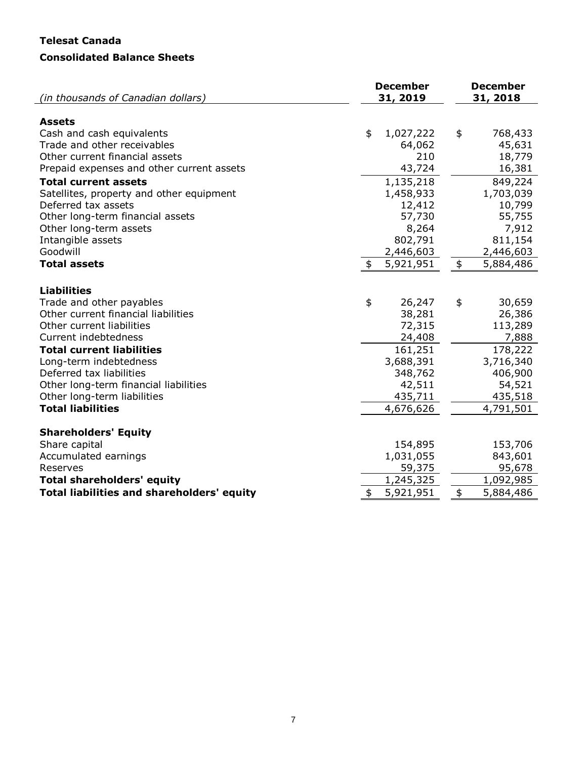**Telesat Canada**

**Consolidated Balance Sheets**

| *(in thousands of Canadian dollars)* | **December 31, 2019** | **December 31, 2018** |
| --- | --- | --- |
| **Assets** | | |
| Cash and cash equivalents | $ 1,027,222 | $ 768,433 |
| Trade and other receivables | 64,062 | 45,631 |
| Other current financial assets | 210 | 18,779 |
| Prepaid expenses and other current assets | 43,724 | 16,381 |
| **Total current assets** | 1,135,218 | 849,224 |
| Satellites, property and other equipment | 1,458,933 | 1,703,039 |
| Deferred tax assets | 12,412 | 10,799 |
| Other long-term financial assets | 57,730 | 55,755 |
| Other long-term assets | 8,264 | 7,912 |
| Intangible assets | 802,791 | 811,154 |
| Goodwill | 2,446,603 | 2,446,603 |
| **Total assets** | $ 5,921,951 | $ 5,884,486 |
| **Liabilities** | | |
| Trade and other payables | $ 26,247 | $ 30,659 |
| Other current financial liabilities | 38,281 | 26,386 |
| Other current liabilities | 72,315 | 113,289 |
| Current indebtedness | 24,408 | 7,888 |
| **Total current liabilities** | 161,251 | 178,222 |
| Long-term indebtedness | 3,688,391 | 3,716,340 |
| Deferred tax liabilities | 348,762 | 406,900 |
| Other long-term financial liabilities | 42,511 | 54,521 |
| Other long-term liabilities | 435,711 | 435,518 |
| **Total liabilities** | 4,676,626 | 4,791,501 |
| **Shareholders' Equity** | | |
| Share capital | 154,895 | 153,706 |
| Accumulated earnings | 1,031,055 | 843,601 |
| Reserves | 59,375 | 95,678 |
| **Total shareholders' equity** | 1,245,325 | 1,092,985 |
| **Total liabilities and shareholders' equity** | $ 5,921,951 | $ 5,884,486 |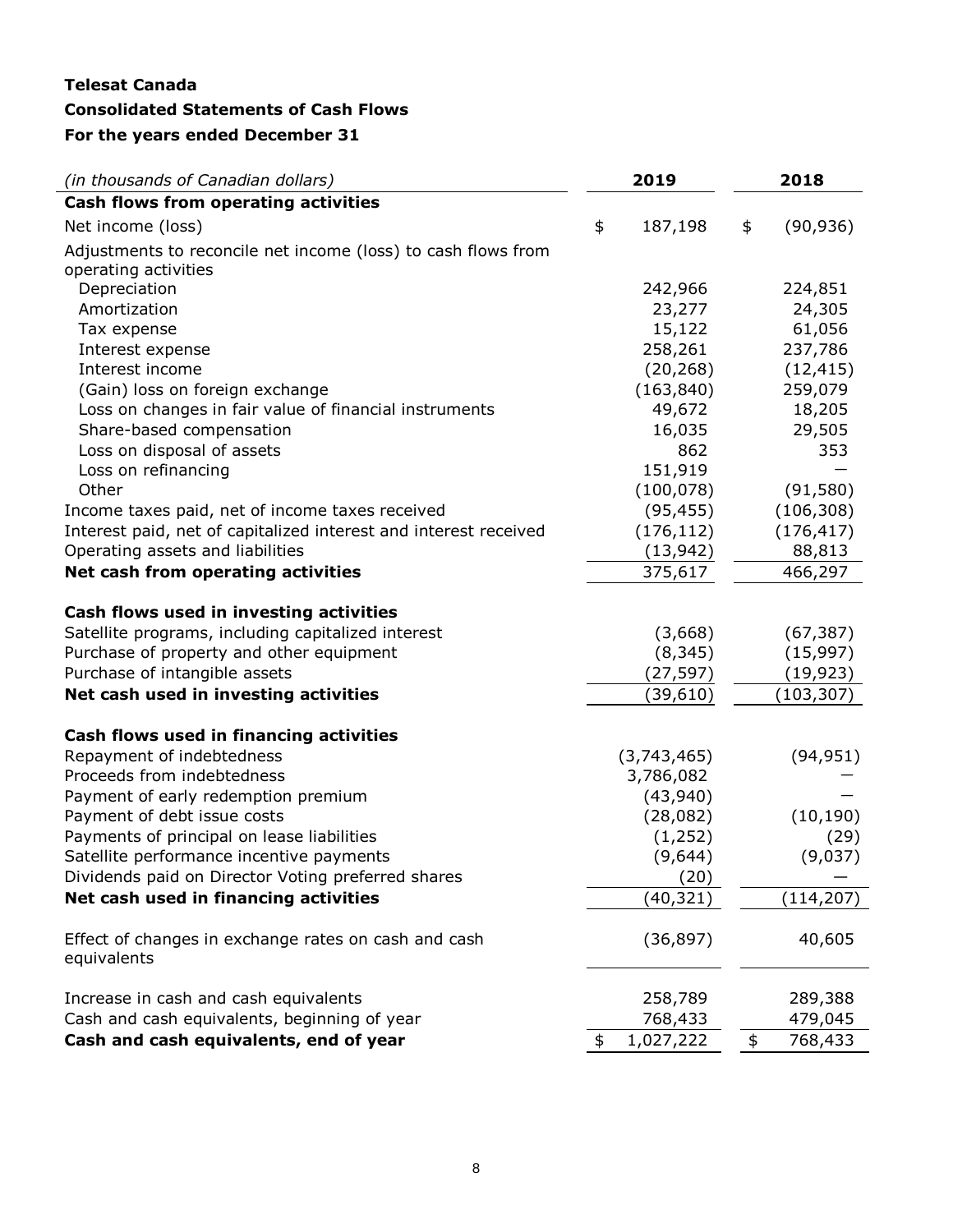**Telesat Canada**

**Consolidated Statements of Cash Flows**

**For the years ended December 31**

| *(in thousands of Canadian dollars)* | 2019 | 2018 |
|---|---|---|
| **Cash flows from operating activities** | | |
| Net income (loss) | $ 187,198 | $ (90,936) |
| Adjustments to reconcile net income (loss) to cash flows from operating activities | | |
| Depreciation | 242,966 | 224,851 |
| Amortization | 23,277 | 24,305 |
| Tax expense | 15,122 | 61,056 |
| Interest expense | 258,261 | 237,786 |
| Interest income | (20,268) | (12,415) |
| (Gain) loss on foreign exchange | (163,840) | 259,079 |
| Loss on changes in fair value of financial instruments | 49,672 | 18,205 |
| Share-based compensation | 16,035 | 29,505 |
| Loss on disposal of assets | 862 | 353 |
| Loss on refinancing | 151,919 | — |
| Other | (100,078) | (91,580) |
| Income taxes paid, net of income taxes received | (95,455) | (106,308) |
| Interest paid, net of capitalized interest and interest received | (176,112) | (176,417) |
| Operating assets and liabilities | (13,942) | 88,813 |
| **Net cash from operating activities** | 375,617 | 466,297 |
| | | |
| **Cash flows used in investing activities** | | |
| Satellite programs, including capitalized interest | (3,668) | (67,387) |
| Purchase of property and other equipment | (8,345) | (15,997) |
| Purchase of intangible assets | (27,597) | (19,923) |
| **Net cash used in investing activities** | (39,610) | (103,307) |
| | | |
| **Cash flows used in financing activities** | | |
| Repayment of indebtedness | (3,743,465) | (94,951) |
| Proceeds from indebtedness | 3,786,082 | — |
| Payment of early redemption premium | (43,940) | — |
| Payment of debt issue costs | (28,082) | (10,190) |
| Payments of principal on lease liabilities | (1,252) | (29) |
| Satellite performance incentive payments | (9,644) | (9,037) |
| Dividends paid on Director Voting preferred shares | (20) | — |
| **Net cash used in financing activities** | (40,321) | (114,207) |
| | | |
| Effect of changes in exchange rates on cash and cash equivalents | (36,897) | 40,605 |
| | | |
| Increase in cash and cash equivalents | 258,789 | 289,388 |
| Cash and cash equivalents, beginning of year | 768,433 | 479,045 |
| **Cash and cash equivalents, end of year** | $ 1,027,222 | $ 768,433 |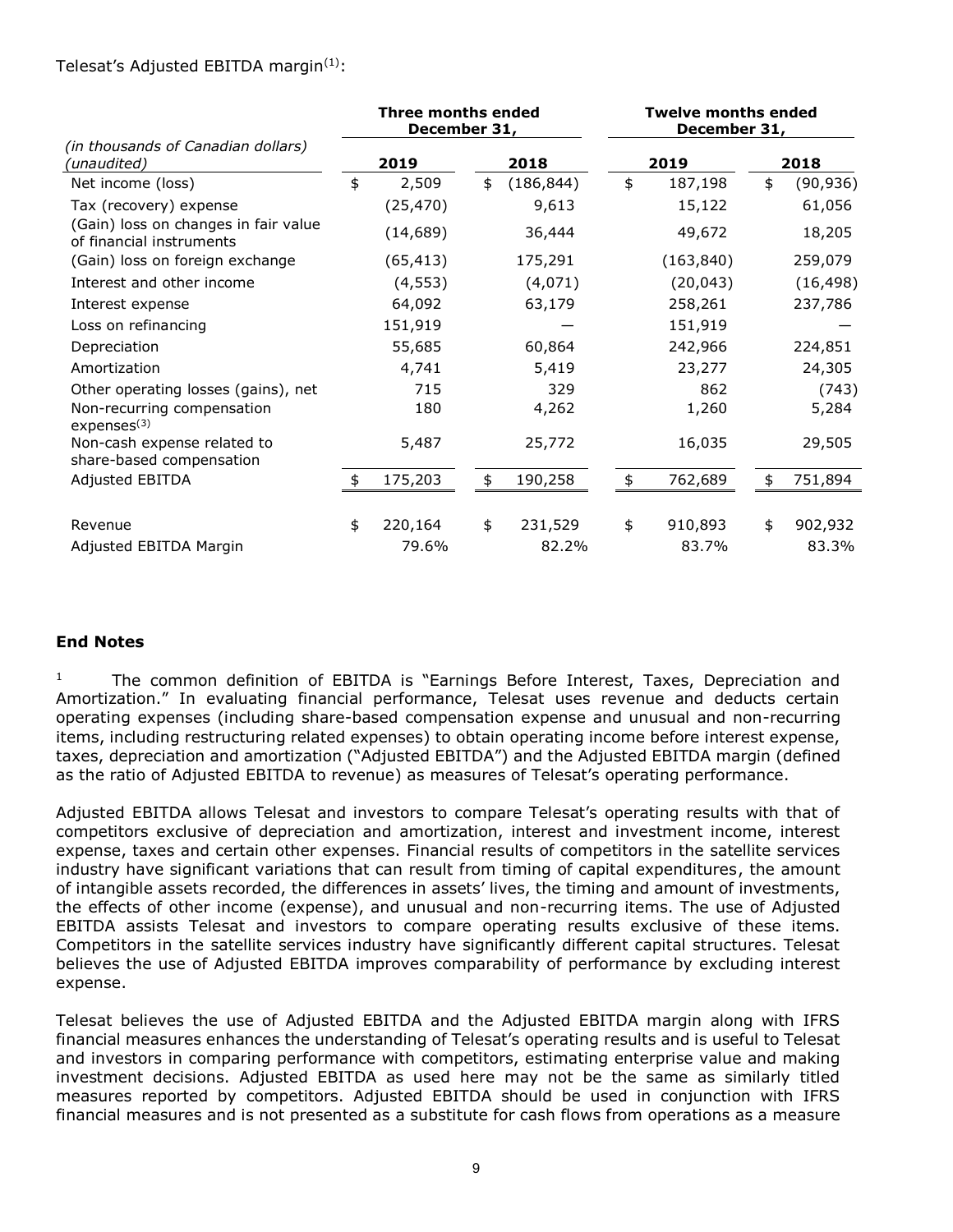Telesat's Adjusted EBITDA margin[(1)]:

| (in thousands of Canadian dollars) (unaudited) | Three months ended December 31, 2019 | Three months ended December 31, 2018 | Twelve months ended December 31, 2019 | Twelve months ended December 31, 2018 |
|---|---|---|---|---|
| Net income (loss) | $ 2,509 | $ (186,844) | $ 187,198 | $ (90,936) |
| Tax (recovery) expense | (25,470) | 9,613 | 15,122 | 61,056 |
| (Gain) loss on changes in fair value of financial instruments | (14,689) | 36,444 | 49,672 | 18,205 |
| (Gain) loss on foreign exchange | (65,413) | 175,291 | (163,840) | 259,079 |
| Interest and other income | (4,553) | (4,071) | (20,043) | (16,498) |
| Interest expense | 64,092 | 63,179 | 258,261 | 237,786 |
| Loss on refinancing | 151,919 | — | 151,919 | — |
| Depreciation | 55,685 | 60,864 | 242,966 | 224,851 |
| Amortization | 4,741 | 5,419 | 23,277 | 24,305 |
| Other operating losses (gains), net | 715 | 329 | 862 | (743) |
| Non-recurring compensation expenses[(3)] | 180 | 4,262 | 1,260 | 5,284 |
| Non-cash expense related to share-based compensation | 5,487 | 25,772 | 16,035 | 29,505 |
| Adjusted EBITDA | $ 175,203 | $ 190,258 | $ 762,689 | $ 751,894 |
| | | | | |
| Revenue | $ 220,164 | $ 231,529 | $ 910,893 | $ 902,932 |
| Adjusted EBITDA Margin | 79.6% | 82.2% | 83.7% | 83.3% |

## End Notes

[1] The common definition of EBITDA is "Earnings Before Interest, Taxes, Depreciation and Amortization." In evaluating financial performance, Telesat uses revenue and deducts certain operating expenses (including share-based compensation expense and unusual and non-recurring items, including restructuring related expenses) to obtain operating income before interest expense, taxes, depreciation and amortization ("Adjusted EBITDA") and the Adjusted EBITDA margin (defined as the ratio of Adjusted EBITDA to revenue) as measures of Telesat's operating performance.

Adjusted EBITDA allows Telesat and investors to compare Telesat's operating results with that of competitors exclusive of depreciation and amortization, interest and investment income, interest expense, taxes and certain other expenses. Financial results of competitors in the satellite services industry have significant variations that can result from timing of capital expenditures, the amount of intangible assets recorded, the differences in assets' lives, the timing and amount of investments, the effects of other income (expense), and unusual and non-recurring items. The use of Adjusted EBITDA assists Telesat and investors to compare operating results exclusive of these items. Competitors in the satellite services industry have significantly different capital structures. Telesat believes the use of Adjusted EBITDA improves comparability of performance by excluding interest expense.

Telesat believes the use of Adjusted EBITDA and the Adjusted EBITDA margin along with IFRS financial measures enhances the understanding of Telesat's operating results and is useful to Telesat and investors in comparing performance with competitors, estimating enterprise value and making investment decisions. Adjusted EBITDA as used here may not be the same as similarly titled measures reported by competitors. Adjusted EBITDA should be used in conjunction with IFRS financial measures and is not presented as a substitute for cash flows from operations as a measure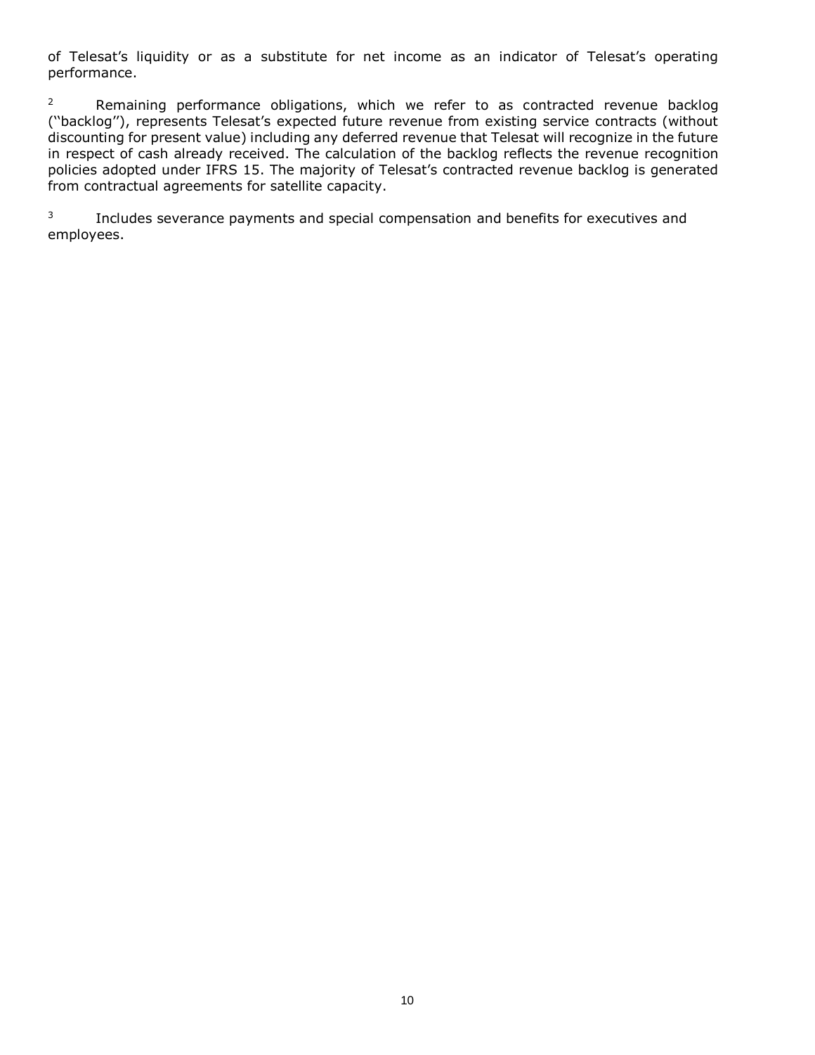of Telesat's liquidity or as a substitute for net income as an indicator of Telesat's operating performance.

[2] Remaining performance obligations, which we refer to as contracted revenue backlog (''backlog''), represents Telesat's expected future revenue from existing service contracts (without discounting for present value) including any deferred revenue that Telesat will recognize in the future in respect of cash already received. The calculation of the backlog reflects the revenue recognition policies adopted under IFRS 15. The majority of Telesat's contracted revenue backlog is generated from contractual agreements for satellite capacity.

[3] Includes severance payments and special compensation and benefits for executives and employees.